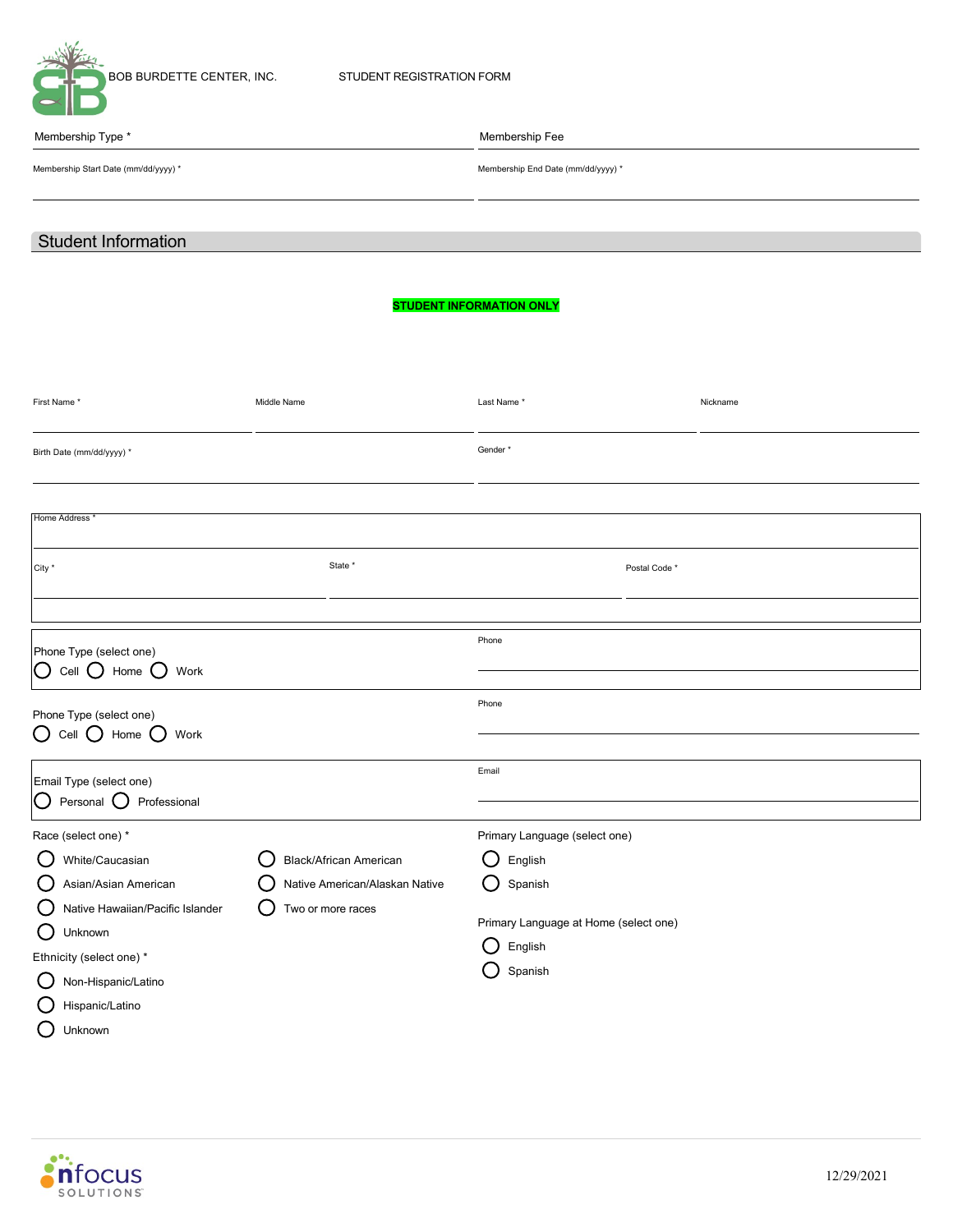BOB BURDETTE CENTER, INC. STUDENT REGISTRATION FORM

Membership Type * | Membership Fee

Membership Start Date (mm/dd/yyyy) * | Membership End Date (mm/dd/yyyy) *

## Student Information

**STUDENT INFORMATION ONLY**

First Name * | Middle Name | Last Name * | Nickname

Birth Date (mm/dd/yyyy) * | Gender *

Home Address *

City * | State * | Postal Code *

Phone Type (select one)
- ○ Cell ○ Home ○ Work

Phone

Phone Type (select one)
- ○ Cell ○ Home ○ Work

Phone

Email Type (select one)
- ○ Personal ○ Professional

Email

Race (select one) *
- ○ White/Caucasian
- ○ Black/African American
- ○ Asian/Asian American
- ○ Native American/Alaskan Native
- ○ Native Hawaiian/Pacific Islander
- ○ Two or more races
- ○ Unknown

Ethnicity (select one) *
- ○ Non-Hispanic/Latino
- ○ Hispanic/Latino
- ○ Unknown

Primary Language (select one)
- ○ English
- ○ Spanish

Primary Language at Home (select one)
- ○ English
- ○ Spanish

nfocus SOLUTIONS 12/29/2021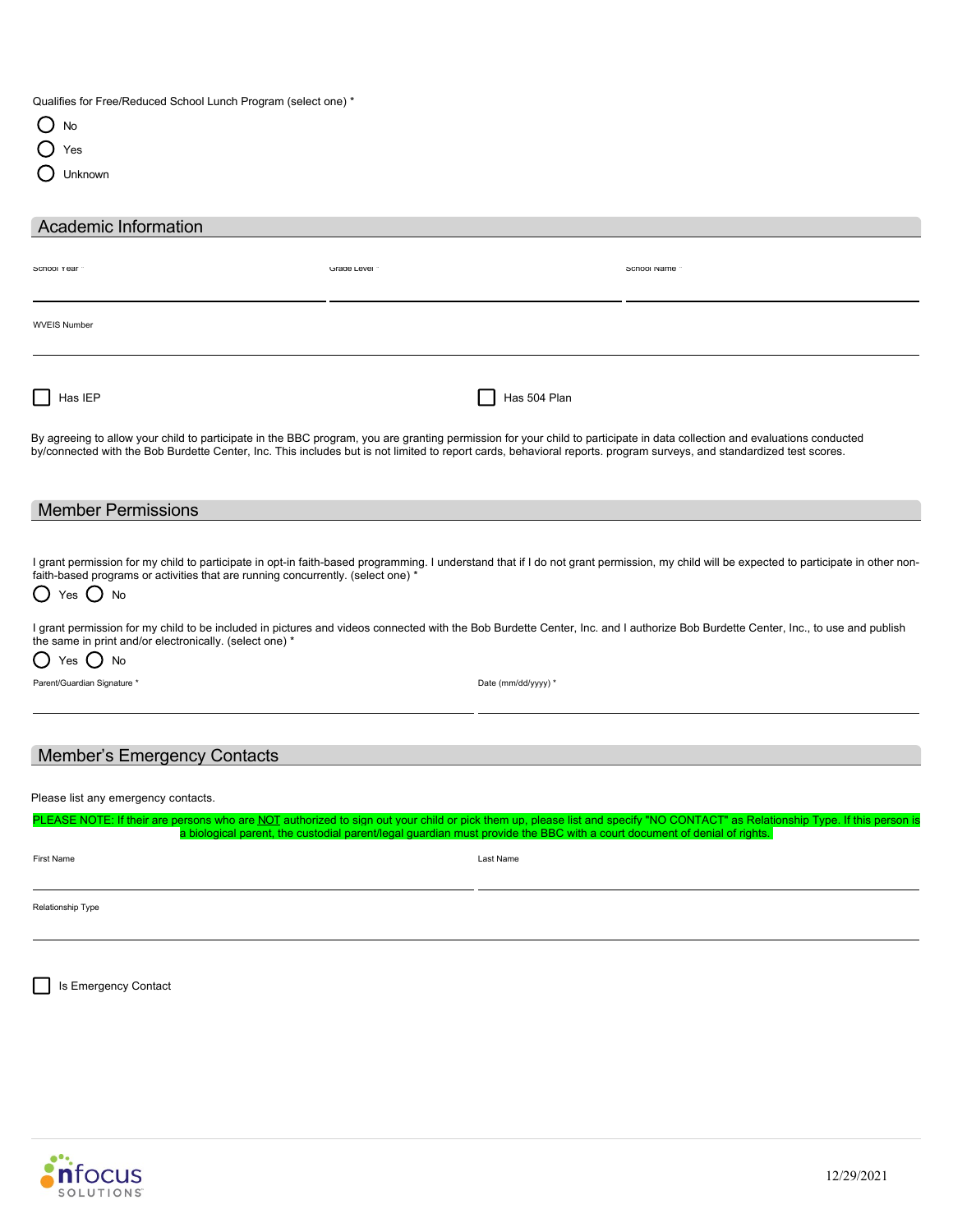Qualifies for Free/Reduced School Lunch Program (select one) *

- ◯ No
- ◯ Yes
- ◯ Unknown

## Academic Information

School Year * ____________________ Grade Level * ____________________ School Name * ____________________

WVEIS Number ____________________

☐ Has IEP ☐ Has 504 Plan

By agreeing to allow your child to participate in the BBC program, you are granting permission for your child to participate in data collection and evaluations conducted by/connected with the Bob Burdette Center, Inc. This includes but is not limited to report cards, behavioral reports. program surveys, and standardized test scores.

## Member Permissions

I grant permission for my child to participate in opt-in faith-based programming. I understand that if I do not grant permission, my child will be expected to participate in other non-faith-based programs or activities that are running concurrently. (select one) *

◯ Yes ◯ No

I grant permission for my child to be included in pictures and videos connected with the Bob Burdette Center, Inc. and I authorize Bob Burdette Center, Inc., to use and publish the same in print and/or electronically. (select one) *

◯ Yes ◯ No

Parent/Guardian Signature * ____________________ Date (mm/dd/yyyy) * ____________________

## Member's Emergency Contacts

Please list any emergency contacts.

PLEASE NOTE: If their are persons who are NOT authorized to sign out your child or pick them up, please list and specify "NO CONTACT" as Relationship Type. If this person is a biological parent, the custodial parent/legal guardian must provide the BBC with a court document of denial of rights.

First Name ____________________ Last Name ____________________

Relationship Type ____________________

☐ Is Emergency Contact

12/29/2021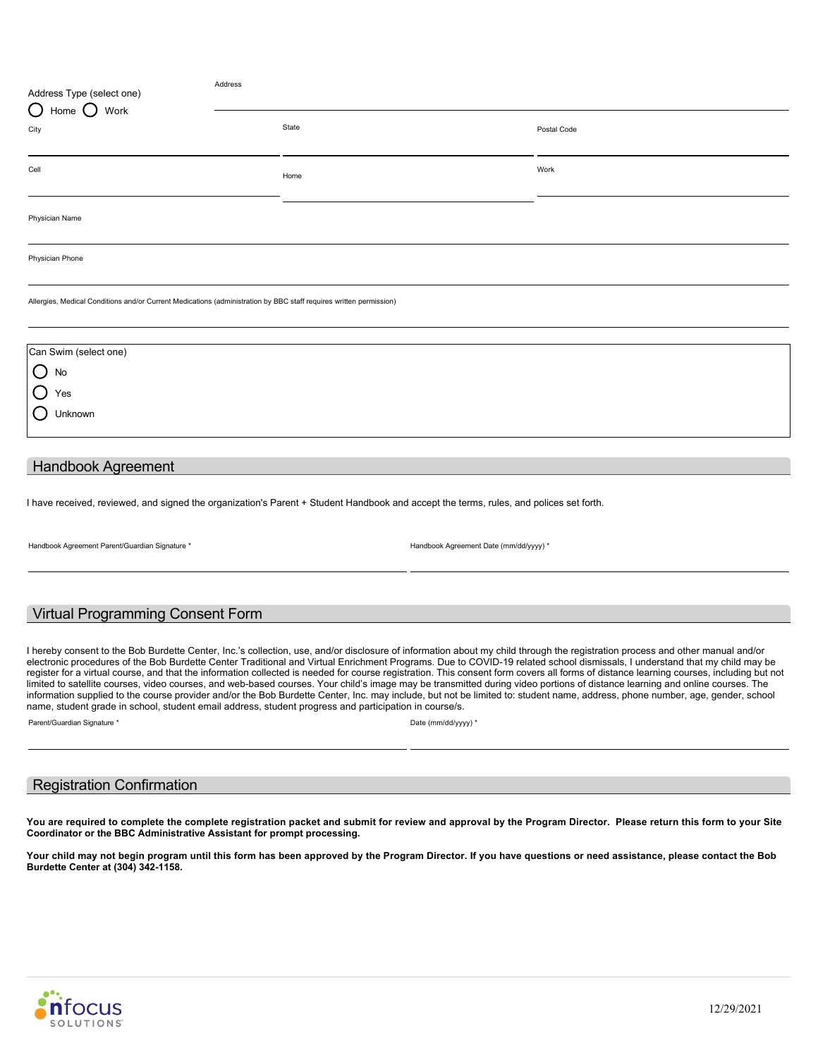Address Type (select one)

○ Home ○ Work

Address

City

State

Postal Code

Cell

Home

Work

Physician Name

Physician Phone

Allergies, Medical Conditions and/or Current Medications (administration by BBC staff requires written permission)

Can Swim (select one)

○ No

○ Yes

○ Unknown

## Handbook Agreement

I have received, reviewed, and signed the organization's Parent + Student Handbook and accept the terms, rules, and polices set forth.

Handbook Agreement Parent/Guardian Signature *

Handbook Agreement Date (mm/dd/yyyy) *

## Virtual Programming Consent Form

I hereby consent to the Bob Burdette Center, Inc.'s collection, use, and/or disclosure of information about my child through the registration process and other manual and/or electronic procedures of the Bob Burdette Center Traditional and Virtual Enrichment Programs. Due to COVID-19 related school dismissals, I understand that my child may be register for a virtual course, and that the information collected is needed for course registration. This consent form covers all forms of distance learning courses, including but not limited to satellite courses, video courses, and web-based courses. Your child's image may be transmitted during video portions of distance learning and online courses. The information supplied to the course provider and/or the Bob Burdette Center, Inc. may include, but not be limited to: student name, address, phone number, age, gender, school name, student grade in school, student email address, student progress and participation in course/s.

Parent/Guardian Signature *

Date (mm/dd/yyyy) *

## Registration Confirmation

**You are required to complete the complete registration packet and submit for review and approval by the Program Director. Please return this form to your Site Coordinator or the BBC Administrative Assistant for prompt processing.**

**Your child may not begin program until this form has been approved by the Program Director. If you have questions or need assistance, please contact the Bob Burdette Center at (304) 342-1158.**